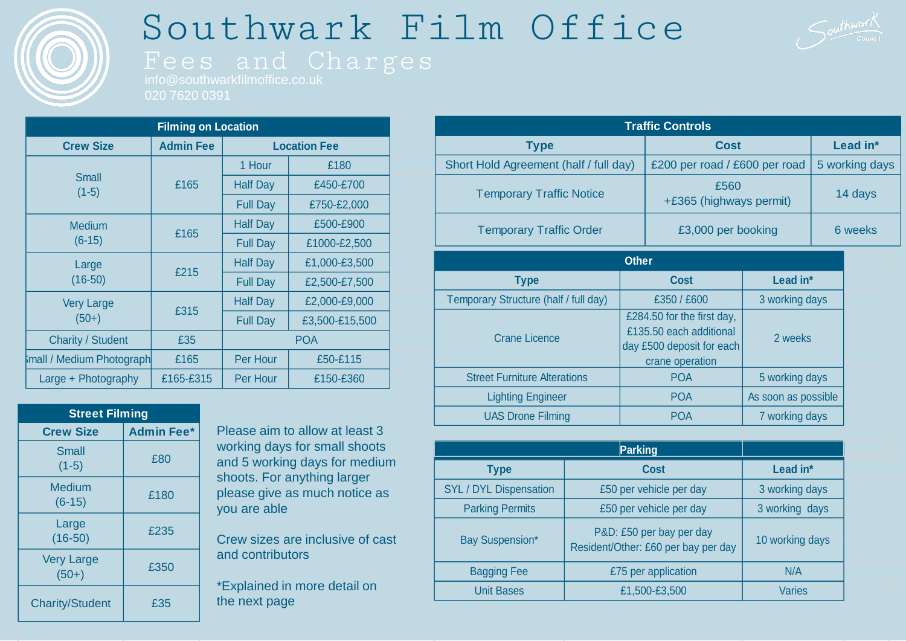# Southwark Film Office

## Fees and Charges

info@southwarkfilmoffice.co.uk
020 7620 0391

| Filming on Location | | | |
|---|---|---|---|
| **Crew Size** | **Admin Fee** | **Location Fee** | |
| Small (1-5) | £165 | 1 Hour | £180 |
| | | Half Day | £450-£700 |
| | | Full Day | £750-£2,000 |
| Medium (6-15) | £165 | Half Day | £500-£900 |
| | | Full Day | £1000-£2,500 |
| Large (16-50) | £215 | Half Day | £1,000-£3,500 |
| | | Full Day | £2,500-£7,500 |
| Very Large (50+) | £315 | Half Day | £2,000-£9,000 |
| | | Full Day | £3,500-£15,500 |
| Charity / Student | £35 | POA | |
| Small / Medium Photograph | £165 | Per Hour | £50-£115 |
| Large + Photography | £165-£315 | Per Hour | £150-£360 |

| Street Filming | |
|---|---|
| **Crew Size** | **Admin Fee*** |
| Small (1-5) | £80 |
| Medium (6-15) | £180 |
| Large (16-50) | £235 |
| Very Large (50+) | £350 |
| Charity/Student | £35 |

Please aim to allow at least 3 working days for small shoots and 5 working days for medium shoots. For anything larger please give as much notice as you are able

Crew sizes are inclusive of cast and contributors

*Explained in more detail on the next page

| Traffic Controls | | |
|---|---|---|
| **Type** | **Cost** | **Lead in*** |
| Short Hold Agreement (half / full day) | £200 per road / £600 per road | 5 working days |
| Temporary Traffic Notice | £560 +£365 (highways permit) | 14 days |
| Temporary Traffic Order | £3,000 per booking | 6 weeks |

| Other | | |
|---|---|---|
| **Type** | **Cost** | **Lead in*** |
| Temporary Structure (half / full day) | £350 / £600 | 3 working days |
| Crane Licence | £284.50 for the first day, £135.50 each additional day £500 deposit for each crane operation | 2 weeks |
| Street Furniture Alterations | POA | 5 working days |
| Lighting Engineer | POA | As soon as possible |
| UAS Drone Filming | POA | 7 working days |

| Parking | | |
|---|---|---|
| **Type** | **Cost** | **Lead in*** |
| SYL / DYL Dispensation | £50 per vehicle per day | 3 working days |
| Parking Permits | £50 per vehicle per day | 3 working days |
| Bay Suspension* | P&D: £50 per bay per day Resident/Other: £60 per bay per day | 10 working days |
| Bagging Fee | £75 per application | N/A |
| Unit Bases | £1,500-£3,500 | Varies |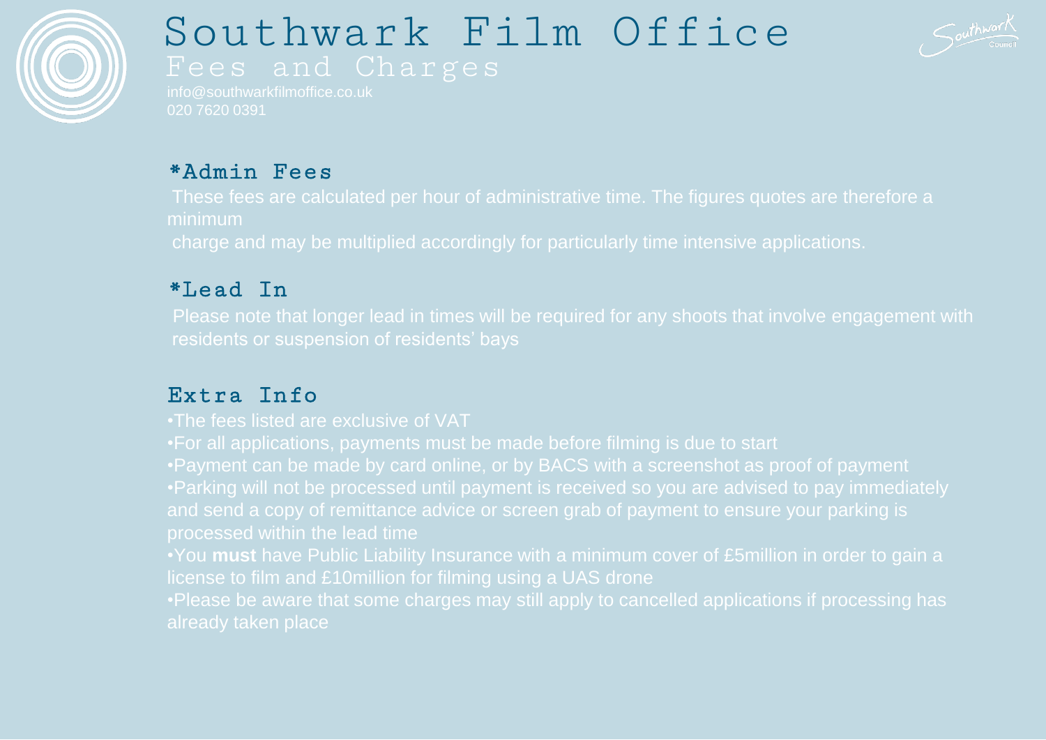# Southwark Film Office

## Fees and Charges

info@southwarkfilmoffice.co.uk
020 7620 0391

### *Admin Fees

These fees are calculated per hour of administrative time. The figures quotes are therefore a minimum charge and may be multiplied accordingly for particularly time intensive applications.

### *Lead In

Please note that longer lead in times will be required for any shoots that involve engagement with residents or suspension of residents' bays

### Extra Info

- The fees listed are exclusive of VAT
- For all applications, payments must be made before filming is due to start
- Payment can be made by card online, or by BACS with a screenshot as proof of payment
- Parking will not be processed until payment is received so you are advised to pay immediately and send a copy of remittance advice or screen grab of payment to ensure your parking is processed within the lead time
- You **must** have Public Liability Insurance with a minimum cover of £5million in order to gain a license to film and £10million for filming using a UAS drone
- Please be aware that some charges may still apply to cancelled applications if processing has already taken place